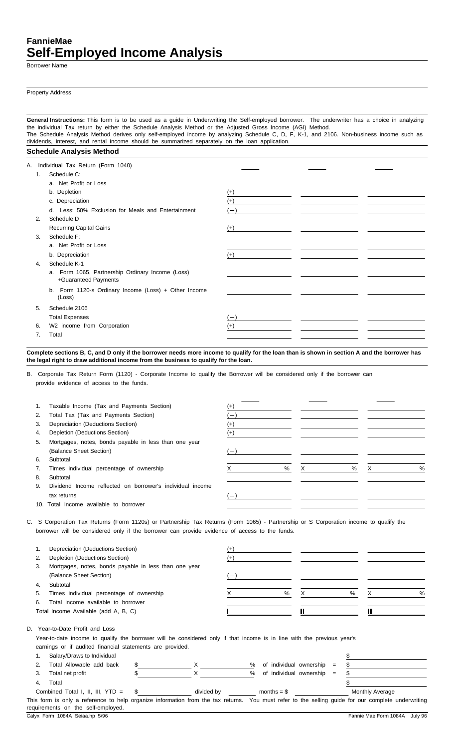# FannieMae
# Self-Employed Income Analysis

Borrower Name

Property Address

**General Instructions:** This form is to be used as a guide in Underwriting the Self-employed borrower. The underwriter has a choice in analyzing the individual Tax return by either the Schedule Analysis Method or the Adjusted Gross Income (AGI) Method.
The Schedule Analysis Method derives only self-employed income by analyzing Schedule C, D, F, K-1, and 2106. Non-business income such as dividends, interest, and rental income should be summarized separately on the loan application.

## Schedule Analysis Method

| A. Individual Tax Return (Form 1040) | | | |
|---|---|---|---|
| 1. Schedule C: | | | |
| a. Net Profit or Loss | | | |
| b. Depletion | (+) | | |
| c. Depreciation | (+) | | |
| d. Less: 50% Exclusion for Meals and Entertainment | (−) | | |
| 2. Schedule D | | | |
| Recurring Capital Gains | (+) | | |
| 3. Schedule F: | | | |
| a. Net Profit or Loss | | | |
| b. Depreciation | (+) | | |
| 4. Schedule K-1 | | | |
| a. Form 1065, Partnership Ordinary Income (Loss) +Guaranteed Payments | | | |
| b. Form 1120-s Ordinary Income (Loss) + Other Income (Loss) | | | |
| 5. Schedule 2106 | | | |
| Total Expenses | (−) | | |
| 6. W2 income from Corporation | (+) | | |
| 7. Total | | | |

**Complete sections B, C, and D only if the borrower needs more income to qualify for the loan than is shown in section A and the borrower has the legal right to draw additional income from the business to qualify for the loan.**

B. Corporate Tax Return Form (1120) - Corporate Income to qualify the Borrower will be considered only if the borrower can provide evidence of access to the funds.

| | | | |
|---|---|---|---|
| 1. Taxable Income (Tax and Payments Section) | (+) | | |
| 2. Total Tax (Tax and Payments Section) | (−) | | |
| 3. Depreciation (Deductions Section) | (+) | | |
| 4. Depletion (Deductions Section) | (+) | | |
| 5. Mortgages, notes, bonds payable in less than one year (Balance Sheet Section) | (−) | | |
| 6. Subtotal | | | |
| 7. Times individual percentage of ownership | X % | X % | X % |
| 8. Subtotal | | | |
| 9. Dividend Income reflected on borrower's individual income tax returns | (−) | | |
| 10. Total Income available to borrower | | | |

C. S Corporation Tax Returns (Form 1120s) or Partnership Tax Returns (Form 1065) - Partnership or S Corporation income to qualify the borrower will be considered only if the borrower can provide evidence of access to the funds.

| | | | |
|---|---|---|---|
| 1. Depreciation (Deductions Section) | (+) | | |
| 2. Depletion (Deductions Section) | (+) | | |
| 3. Mortgages, notes, bonds payable in less than one year (Balance Sheet Section) | (−) | | |
| 4. Subtotal | | | |
| 5. Times individual percentage of ownership | X % | X % | X % |
| 6. Total income available to borrower | | | |
| Total Income Available (add A, B, C) | I | II | III |

D. Year-to-Date Profit and Loss

Year-to-date income to qualify the borrower will be considered only if that income is in line with the previous year's earnings or if audited financial statements are provided.

| | | | | |
|---|---|---|---|---|
| 1. Salary/Draws to Individual | | | | $ |
| 2. Total Allowable add back | $ | X | % of individual ownership = | $ |
| 3. Total net profit | $ | X | % of individual ownership = | $ |
| 4. Total | | | | $ |

Combined Total I, II, III, YTD = $ ______ divided by ______ months = $ ______ Monthly Average

This form is only a reference to help organize information from the tax returns. You must refer to the selling guide for our complete underwriting requirements on the self-employed.

Calyx Form 1084A Seiaa.hp 5/96 — Fannie Mae Form 1084A July 96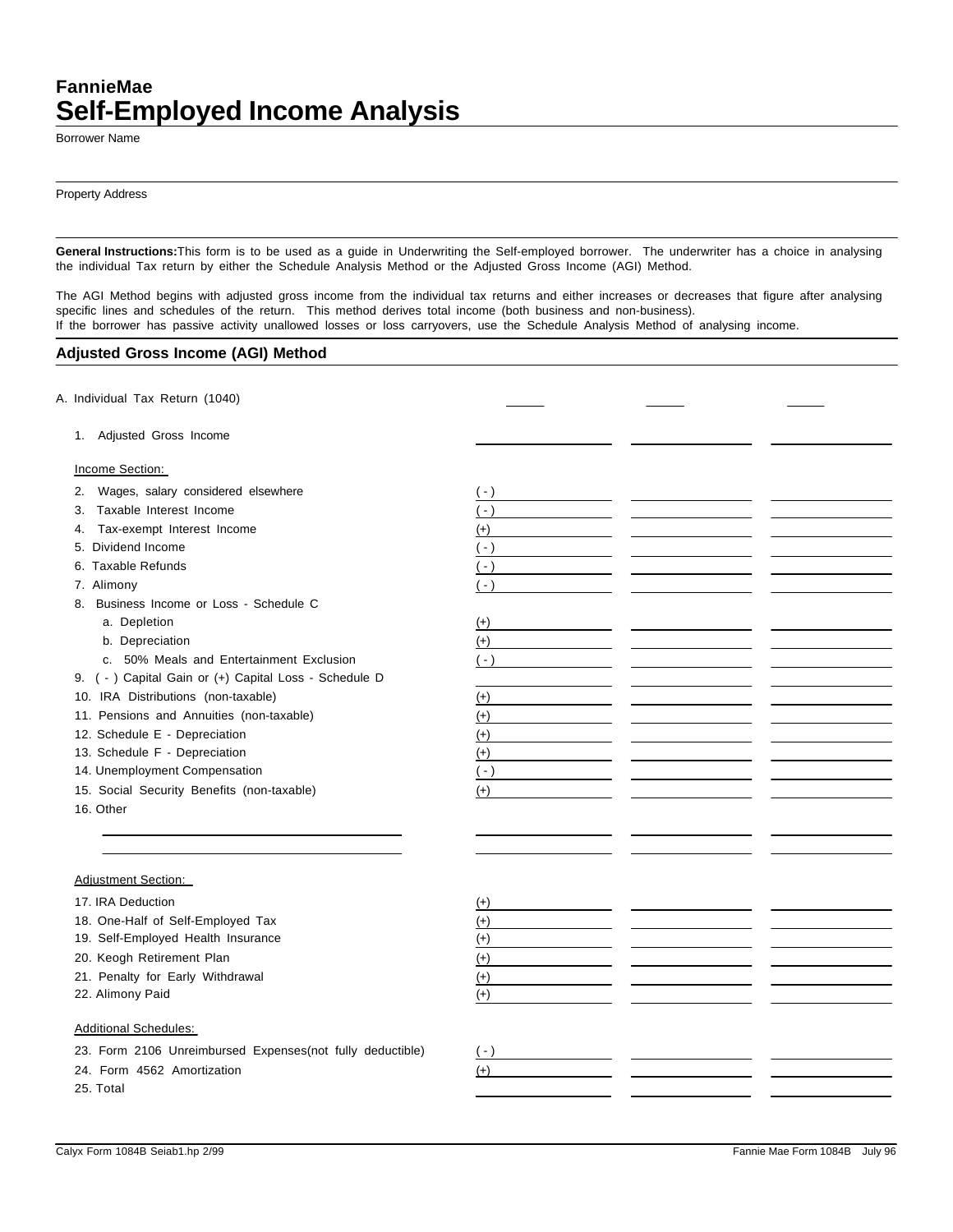# FannieMae
# Self-Employed Income Analysis

Borrower Name

Property Address

**General Instructions:** This form is to be used as a guide in Underwriting the Self-employed borrower. The underwriter has a choice in analysing the individual Tax return by either the Schedule Analysis Method or the Adjusted Gross Income (AGI) Method.

The AGI Method begins with adjusted gross income from the individual tax returns and either increases or decreases that figure after analysing specific lines and schedules of the return. This method derives total income (both business and non-business).
If the borrower has passive activity unallowed losses or loss carryovers, use the Schedule Analysis Method of analysing income.

## Adjusted Gross Income (AGI) Method

| A. Individual Tax Return (1040) | | | |
|---|---|---|---|
| 1. Adjusted Gross Income | | | |
| **Income Section:** | | | |
| 2. Wages, salary considered elsewhere | ( - ) | | |
| 3. Taxable Interest Income | ( - ) | | |
| 4. Tax-exempt Interest Income | (+) | | |
| 5. Dividend Income | ( - ) | | |
| 6. Taxable Refunds | ( - ) | | |
| 7. Alimony | ( - ) | | |
| 8. Business Income or Loss - Schedule C | | | |
| a. Depletion | (+) | | |
| b. Depreciation | (+) | | |
| c. 50% Meals and Entertainment Exclusion | ( - ) | | |
| 9. ( - ) Capital Gain or (+) Capital Loss - Schedule D | | | |
| 10. IRA Distributions (non-taxable) | (+) | | |
| 11. Pensions and Annuities (non-taxable) | (+) | | |
| 12. Schedule E - Depreciation | (+) | | |
| 13. Schedule F - Depreciation | (+) | | |
| 14. Unemployment Compensation | ( - ) | | |
| 15. Social Security Benefits (non-taxable) | (+) | | |
| 16. Other | | | |
| | | | |
| | | | |
| **Adjustment Section:** | | | |
| 17. IRA Deduction | (+) | | |
| 18. One-Half of Self-Employed Tax | (+) | | |
| 19. Self-Employed Health Insurance | (+) | | |
| 20. Keogh Retirement Plan | (+) | | |
| 21. Penalty for Early Withdrawal | (+) | | |
| 22. Alimony Paid | (+) | | |
| **Additional Schedules:** | | | |
| 23. Form 2106 Unreimbursed Expenses(not fully deductible) | ( - ) | | |
| 24. Form 4562 Amortization | (+) | | |
| 25. Total | | | |

Calyx Form 1084B Seiab1.hp 2/99 — Fannie Mae Form 1084B July 96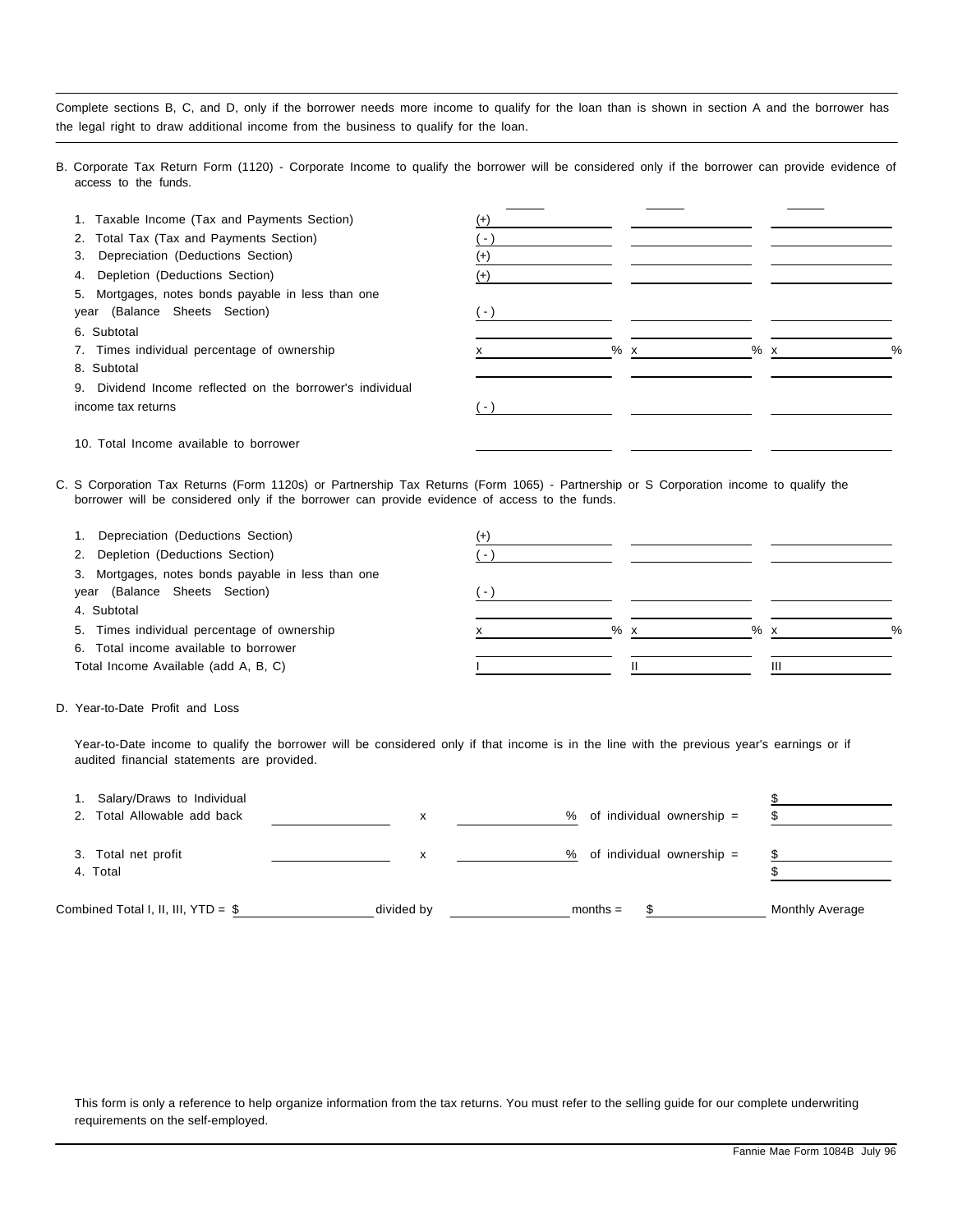Complete sections B, C, and D, only if the borrower needs more income to qualify for the loan than is shown in section A and the borrower has the legal right to draw additional income from the business to qualify for the loan.

B. Corporate Tax Return Form (1120) - Corporate Income to qualify the borrower will be considered only if the borrower can provide evidence of access to the funds.

| | | | |
|---|---|---|---|
| 1. Taxable Income (Tax and Payments Section) | (+) | | |
| 2. Total Tax (Tax and Payments Section) | ( - ) | | |
| 3. Depreciation (Deductions Section) | (+) | | |
| 4. Depletion (Deductions Section) | (+) | | |
| 5. Mortgages, notes bonds payable in less than one year (Balance Sheets Section) | ( - ) | | |
| 6. Subtotal | | | |
| 7. Times individual percentage of ownership | x % | x % | x % |
| 8. Subtotal | | | |
| 9. Dividend Income reflected on the borrower's individual income tax returns | ( - ) | | |
| 10. Total Income available to borrower | | | |

C. S Corporation Tax Returns (Form 1120s) or Partnership Tax Returns (Form 1065) - Partnership or S Corporation income to qualify the borrower will be considered only if the borrower can provide evidence of access to the funds.

| | | | |
|---|---|---|---|
| 1. Depreciation (Deductions Section) | (+) | | |
| 2. Depletion (Deductions Section) | ( - ) | | |
| 3. Mortgages, notes bonds payable in less than one year (Balance Sheets Section) | ( - ) | | |
| 4. Subtotal | | | |
| 5. Times individual percentage of ownership | x % | x % | x % |
| 6. Total income available to borrower | | | |
| Total Income Available (add A, B, C) | I | II | III |

D. Year-to-Date Profit and Loss

Year-to-Date income to qualify the borrower will be considered only if that income is in the line with the previous year's earnings or if audited financial statements are provided.

| | | | | |
|---|---|---|---|---|
| 1. Salary/Draws to Individual | | | | $ |
| 2. Total Allowable add back | | x | % of individual ownership = | $ |
| 3. Total net profit | | x | % of individual ownership = | $ |
| 4. Total | | | | $ |

Combined Total I, II, III, YTD = $ \_\_\_\_\_\_\_\_ divided by \_\_\_\_\_\_\_\_ months = $ \_\_\_\_\_\_\_\_ Monthly Average

This form is only a reference to help organize information from the tax returns. You must refer to the selling guide for our complete underwriting requirements on the self-employed.

Fannie Mae Form 1084B July 96